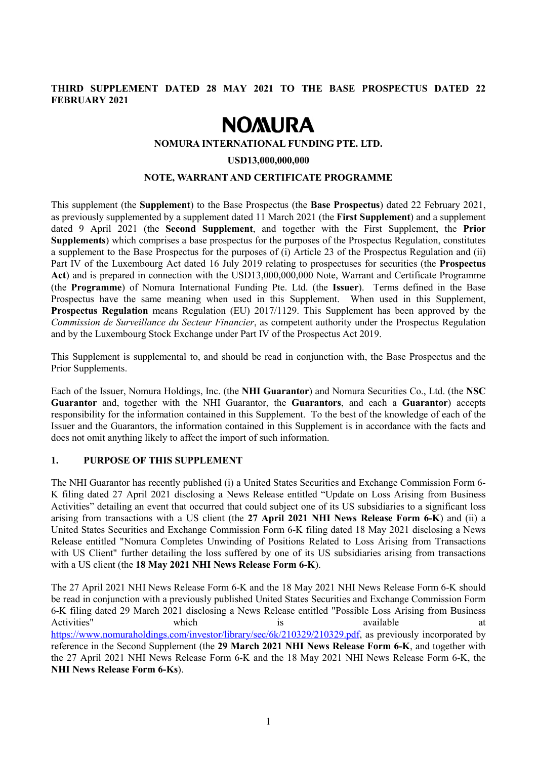**THIRD SUPPLEMENT DATED 28 MAY 2021 TO THE BASE PROSPECTUS DATED 22 FEBRUARY 2021**

# NOMURA

**NOMURA INTERNATIONAL FUNDING PTE. LTD.**

**USD13,000,000,000**

**NOTE, WARRANT AND CERTIFICATE PROGRAMME**

This supplement (the **Supplement**) to the Base Prospectus (the **Base Prospectus**) dated 22 February 2021, as previously supplemented by a supplement dated 11 March 2021 (the **First Supplement**) and a supplement dated 9 April 2021 (the **Second Supplement**, and together with the First Supplement, the **Prior Supplements**) which comprises a base prospectus for the purposes of the Prospectus Regulation, constitutes a supplement to the Base Prospectus for the purposes of (i) Article 23 of the Prospectus Regulation and (ii) Part IV of the Luxembourg Act dated 16 July 2019 relating to prospectuses for securities (the **Prospectus Act**) and is prepared in connection with the USD13,000,000,000 Note, Warrant and Certificate Programme (the **Programme**) of Nomura International Funding Pte. Ltd. (the **Issuer**). Terms defined in the Base Prospectus have the same meaning when used in this Supplement. When used in this Supplement, **Prospectus Regulation** means Regulation (EU) 2017/1129. This Supplement has been approved by the *Commission de Surveillance du Secteur Financier*, as competent authority under the Prospectus Regulation and by the Luxembourg Stock Exchange under Part IV of the Prospectus Act 2019.

This Supplement is supplemental to, and should be read in conjunction with, the Base Prospectus and the Prior Supplements.

Each of the Issuer, Nomura Holdings, Inc. (the **NHI Guarantor**) and Nomura Securities Co., Ltd. (the **NSC Guarantor** and, together with the NHI Guarantor, the **Guarantors**, and each a **Guarantor**) accepts responsibility for the information contained in this Supplement. To the best of the knowledge of each of the Issuer and the Guarantors, the information contained in this Supplement is in accordance with the facts and does not omit anything likely to affect the import of such information.

## 1. PURPOSE OF THIS SUPPLEMENT

The NHI Guarantor has recently published (i) a United States Securities and Exchange Commission Form 6-K filing dated 27 April 2021 disclosing a News Release entitled "Update on Loss Arising from Business Activities" detailing an event that occurred that could subject one of its US subsidiaries to a significant loss arising from transactions with a US client (the **27 April 2021 NHI News Release Form 6-K**) and (ii) a United States Securities and Exchange Commission Form 6-K filing dated 18 May 2021 disclosing a News Release entitled "Nomura Completes Unwinding of Positions Related to Loss Arising from Transactions with US Client" further detailing the loss suffered by one of its US subsidiaries arising from transactions with a US client (the **18 May 2021 NHI News Release Form 6-K**).

The 27 April 2021 NHI News Release Form 6-K and the 18 May 2021 NHI News Release Form 6-K should be read in conjunction with a previously published United States Securities and Exchange Commission Form 6-K filing dated 29 March 2021 disclosing a News Release entitled "Possible Loss Arising from Business Activities" which is available at https://www.nomuraholdings.com/investor/library/sec/6k/210329/210329.pdf, as previously incorporated by reference in the Second Supplement (the **29 March 2021 NHI News Release Form 6-K**, and together with the 27 April 2021 NHI News Release Form 6-K and the 18 May 2021 NHI News Release Form 6-K, the **NHI News Release Form 6-Ks**).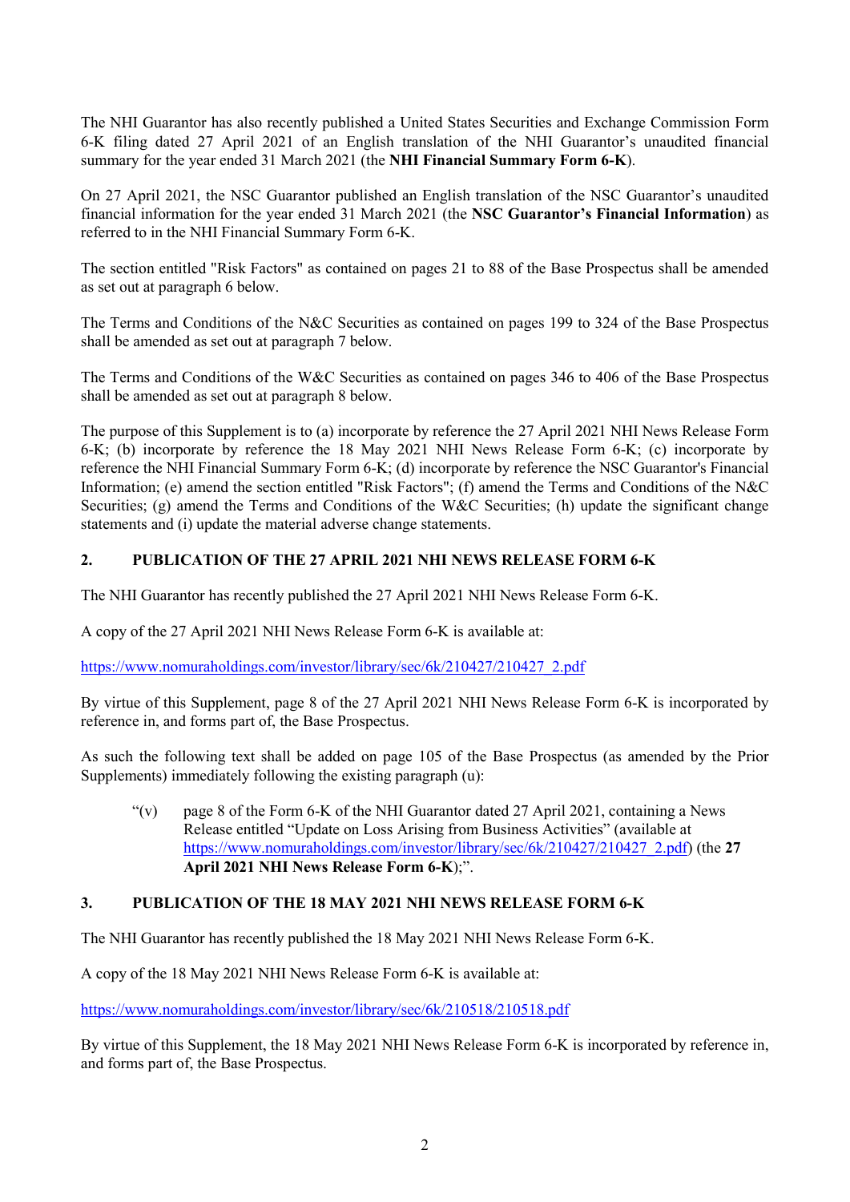The NHI Guarantor has also recently published a United States Securities and Exchange Commission Form 6-K filing dated 27 April 2021 of an English translation of the NHI Guarantor's unaudited financial summary for the year ended 31 March 2021 (the **NHI Financial Summary Form 6-K**).

On 27 April 2021, the NSC Guarantor published an English translation of the NSC Guarantor's unaudited financial information for the year ended 31 March 2021 (the **NSC Guarantor's Financial Information**) as referred to in the NHI Financial Summary Form 6-K.

The section entitled "Risk Factors" as contained on pages 21 to 88 of the Base Prospectus shall be amended as set out at paragraph 6 below.

The Terms and Conditions of the N&C Securities as contained on pages 199 to 324 of the Base Prospectus shall be amended as set out at paragraph 7 below.

The Terms and Conditions of the W&C Securities as contained on pages 346 to 406 of the Base Prospectus shall be amended as set out at paragraph 8 below.

The purpose of this Supplement is to (a) incorporate by reference the 27 April 2021 NHI News Release Form 6-K; (b) incorporate by reference the 18 May 2021 NHI News Release Form 6-K; (c) incorporate by reference the NHI Financial Summary Form 6-K; (d) incorporate by reference the NSC Guarantor's Financial Information; (e) amend the section entitled "Risk Factors"; (f) amend the Terms and Conditions of the N&C Securities; (g) amend the Terms and Conditions of the W&C Securities; (h) update the significant change statements and (i) update the material adverse change statements.

## 2. PUBLICATION OF THE 27 APRIL 2021 NHI NEWS RELEASE FORM 6-K

The NHI Guarantor has recently published the 27 April 2021 NHI News Release Form 6-K.

A copy of the 27 April 2021 NHI News Release Form 6-K is available at:

https://www.nomuraholdings.com/investor/library/sec/6k/210427/210427_2.pdf

By virtue of this Supplement, page 8 of the 27 April 2021 NHI News Release Form 6-K is incorporated by reference in, and forms part of, the Base Prospectus.

As such the following text shall be added on page 105 of the Base Prospectus (as amended by the Prior Supplements) immediately following the existing paragraph (u):

> "(v) page 8 of the Form 6-K of the NHI Guarantor dated 27 April 2021, containing a News Release entitled "Update on Loss Arising from Business Activities" (available at https://www.nomuraholdings.com/investor/library/sec/6k/210427/210427_2.pdf) (the **27 April 2021 NHI News Release Form 6-K**);".

## 3. PUBLICATION OF THE 18 MAY 2021 NHI NEWS RELEASE FORM 6-K

The NHI Guarantor has recently published the 18 May 2021 NHI News Release Form 6-K.

A copy of the 18 May 2021 NHI News Release Form 6-K is available at:

https://www.nomuraholdings.com/investor/library/sec/6k/210518/210518.pdf

By virtue of this Supplement, the 18 May 2021 NHI News Release Form 6-K is incorporated by reference in, and forms part of, the Base Prospectus.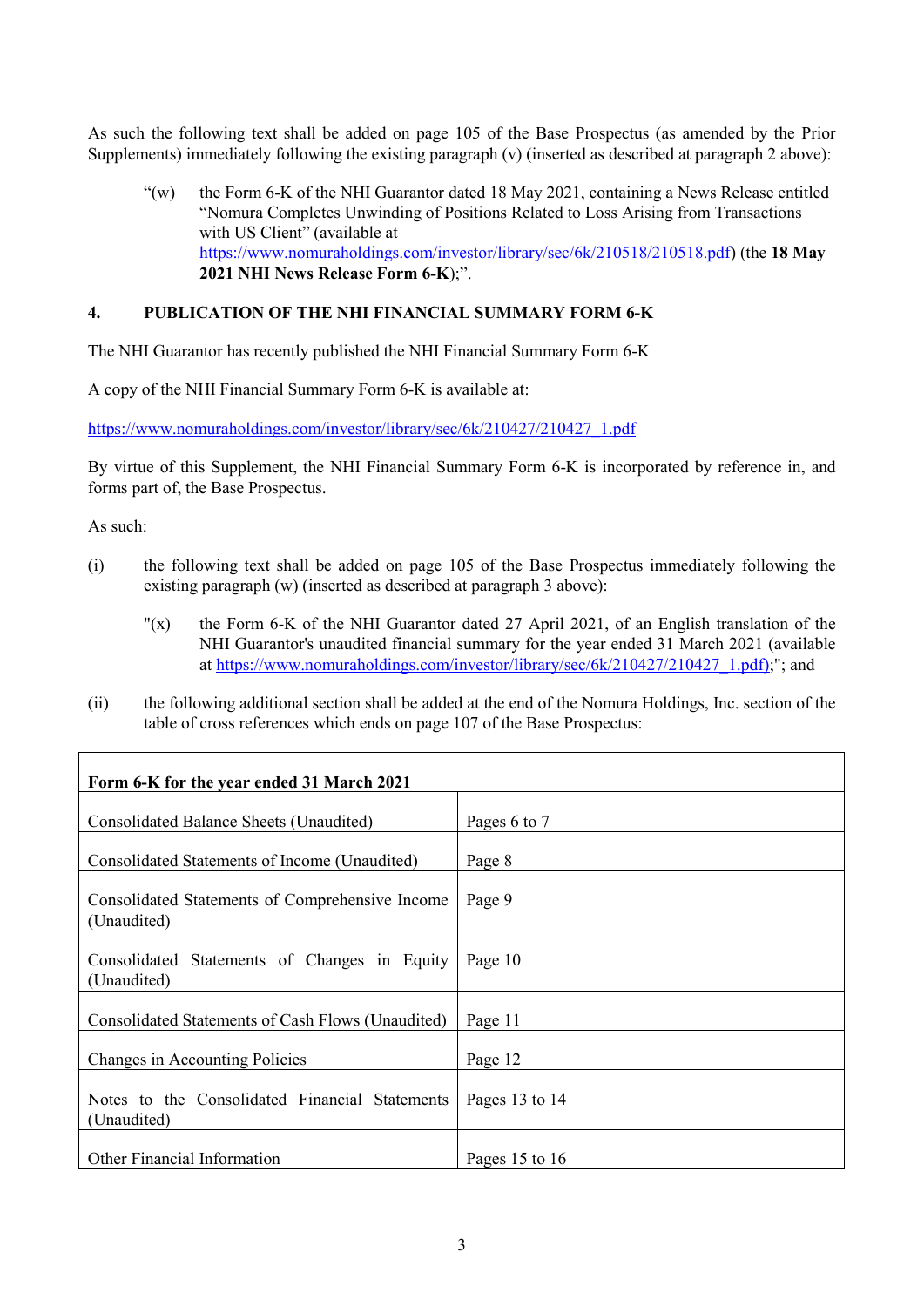As such the following text shall be added on page 105 of the Base Prospectus (as amended by the Prior Supplements) immediately following the existing paragraph (v) (inserted as described at paragraph 2 above):

> "(w) the Form 6-K of the NHI Guarantor dated 18 May 2021, containing a News Release entitled "Nomura Completes Unwinding of Positions Related to Loss Arising from Transactions with US Client" (available at https://www.nomuraholdings.com/investor/library/sec/6k/210518/210518.pdf) (the **18 May 2021 NHI News Release Form 6-K**);".

## 4. PUBLICATION OF THE NHI FINANCIAL SUMMARY FORM 6-K

The NHI Guarantor has recently published the NHI Financial Summary Form 6-K

A copy of the NHI Financial Summary Form 6-K is available at:

https://www.nomuraholdings.com/investor/library/sec/6k/210427/210427_1.pdf

By virtue of this Supplement, the NHI Financial Summary Form 6-K is incorporated by reference in, and forms part of, the Base Prospectus.

As such:

(i) the following text shall be added on page 105 of the Base Prospectus immediately following the existing paragraph (w) (inserted as described at paragraph 3 above):

> "(x) the Form 6-K of the NHI Guarantor dated 27 April 2021, of an English translation of the NHI Guarantor's unaudited financial summary for the year ended 31 March 2021 (available at https://www.nomuraholdings.com/investor/library/sec/6k/210427/210427_1.pdf);"; and

(ii) the following additional section shall be added at the end of the Nomura Holdings, Inc. section of the table of cross references which ends on page 107 of the Base Prospectus:

| **Form 6-K for the year ended 31 March 2021** | |
|---|---|
| Consolidated Balance Sheets (Unaudited) | Pages 6 to 7 |
| Consolidated Statements of Income (Unaudited) | Page 8 |
| Consolidated Statements of Comprehensive Income (Unaudited) | Page 9 |
| Consolidated Statements of Changes in Equity (Unaudited) | Page 10 |
| Consolidated Statements of Cash Flows (Unaudited) | Page 11 |
| Changes in Accounting Policies | Page 12 |
| Notes to the Consolidated Financial Statements (Unaudited) | Pages 13 to 14 |
| Other Financial Information | Pages 15 to 16 |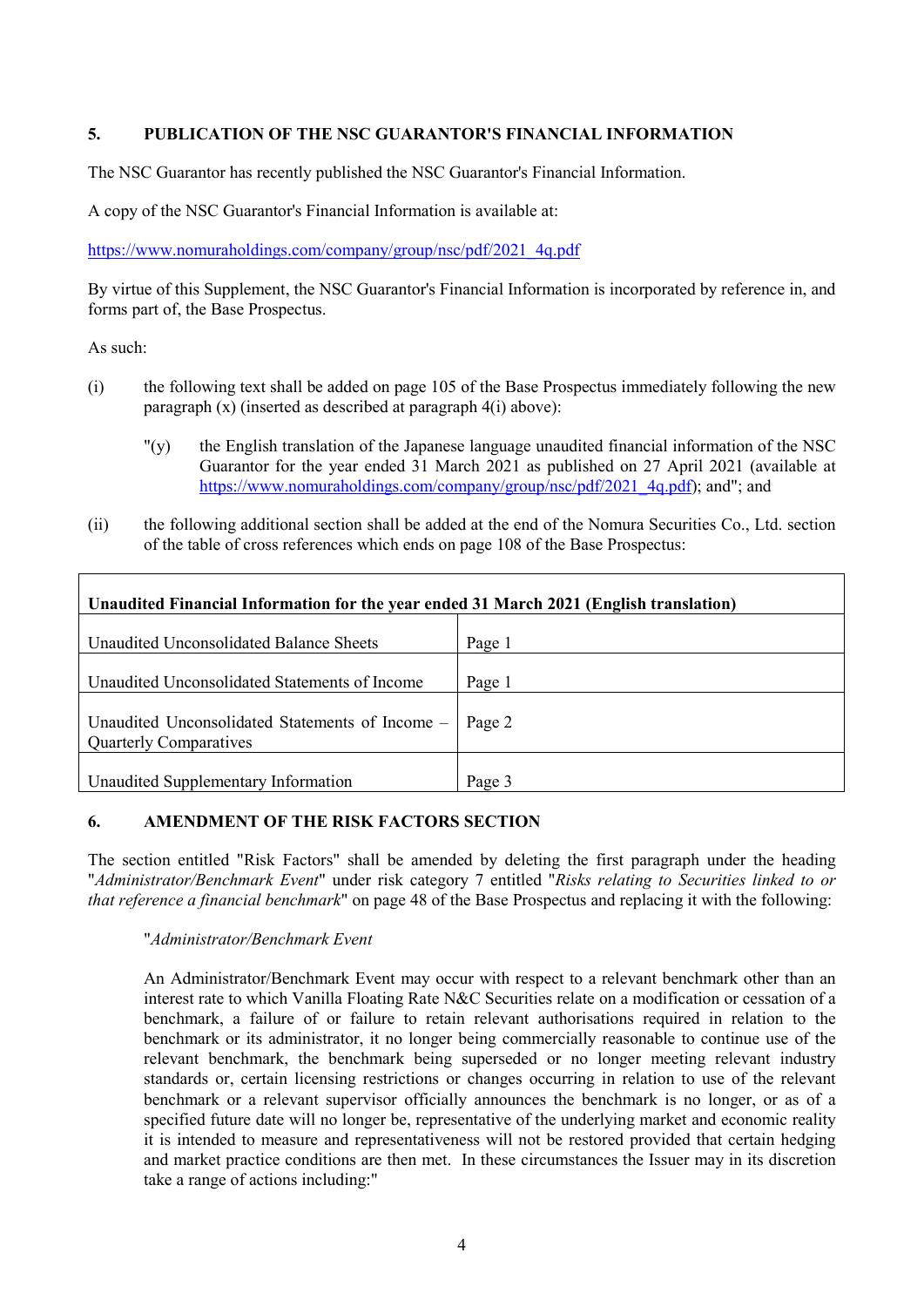## 5. PUBLICATION OF THE NSC GUARANTOR'S FINANCIAL INFORMATION

The NSC Guarantor has recently published the NSC Guarantor's Financial Information.

A copy of the NSC Guarantor's Financial Information is available at:

https://www.nomuraholdings.com/company/group/nsc/pdf/2021_4q.pdf

By virtue of this Supplement, the NSC Guarantor's Financial Information is incorporated by reference in, and forms part of, the Base Prospectus.

As such:

(i) the following text shall be added on page 105 of the Base Prospectus immediately following the new paragraph (x) (inserted as described at paragraph 4(i) above):

> "(y) the English translation of the Japanese language unaudited financial information of the NSC Guarantor for the year ended 31 March 2021 as published on 27 April 2021 (available at https://www.nomuraholdings.com/company/group/nsc/pdf/2021_4q.pdf); and"; and

(ii) the following additional section shall be added at the end of the Nomura Securities Co., Ltd. section of the table of cross references which ends on page 108 of the Base Prospectus:

| **Unaudited Financial Information for the year ended 31 March 2021 (English translation)** | |
|---|---|
| Unaudited Unconsolidated Balance Sheets | Page 1 |
| Unaudited Unconsolidated Statements of Income | Page 1 |
| Unaudited Unconsolidated Statements of Income – Quarterly Comparatives | Page 2 |
| Unaudited Supplementary Information | Page 3 |

## 6. AMENDMENT OF THE RISK FACTORS SECTION

The section entitled "Risk Factors" shall be amended by deleting the first paragraph under the heading "*Administrator/Benchmark Event*" under risk category 7 entitled "*Risks relating to Securities linked to or that reference a financial benchmark*" on page 48 of the Base Prospectus and replacing it with the following:

> "*Administrator/Benchmark Event*
>
> An Administrator/Benchmark Event may occur with respect to a relevant benchmark other than an interest rate to which Vanilla Floating Rate N&C Securities relate on a modification or cessation of a benchmark, a failure of or failure to retain relevant authorisations required in relation to the benchmark or its administrator, it no longer being commercially reasonable to continue use of the relevant benchmark, the benchmark being superseded or no longer meeting relevant industry standards or, certain licensing restrictions or changes occurring in relation to use of the relevant benchmark or a relevant supervisor officially announces the benchmark is no longer, or as of a specified future date will no longer be, representative of the underlying market and economic reality it is intended to measure and representativeness will not be restored provided that certain hedging and market practice conditions are then met. In these circumstances the Issuer may in its discretion take a range of actions including:"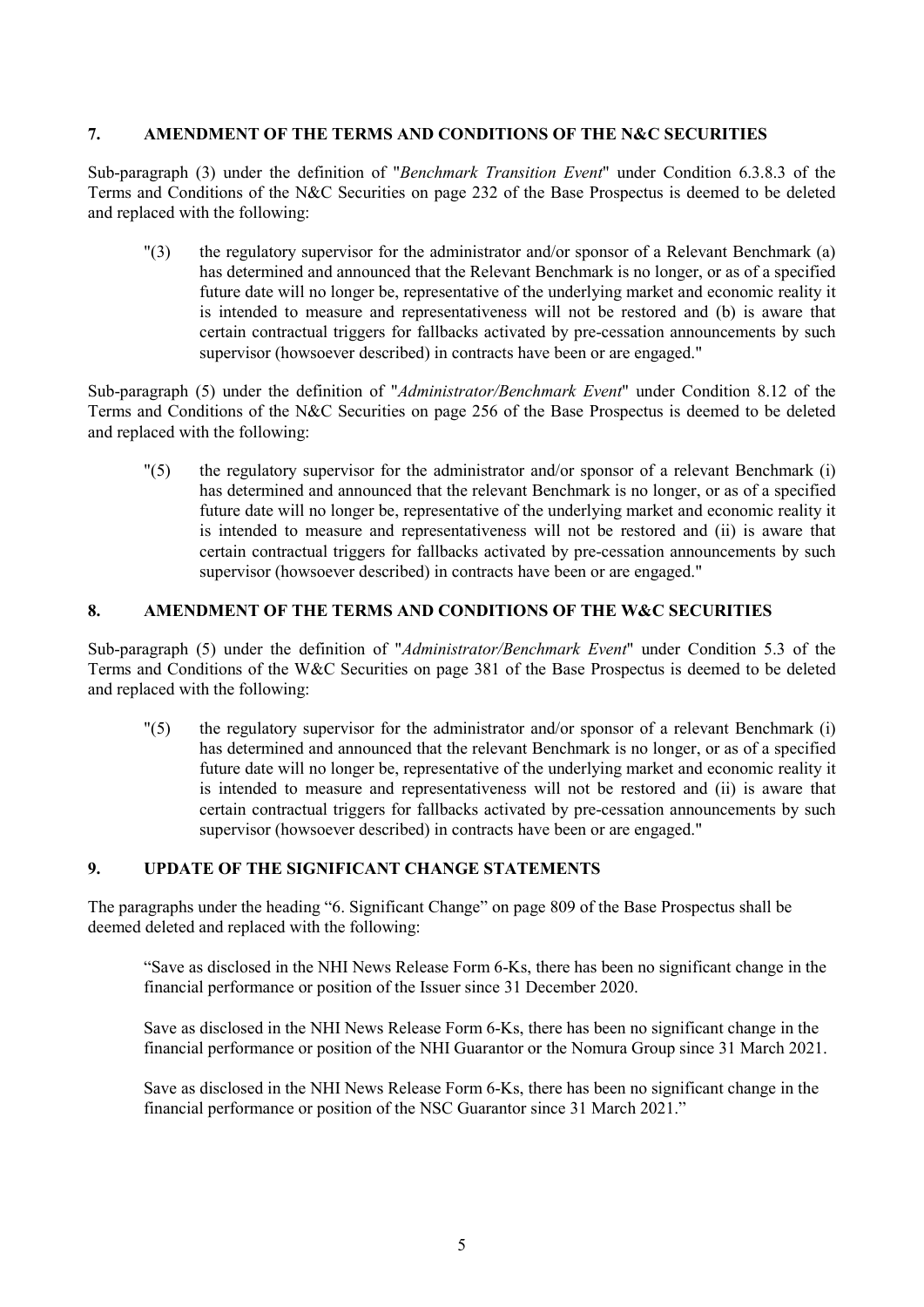## 7. AMENDMENT OF THE TERMS AND CONDITIONS OF THE N&C SECURITIES

Sub-paragraph (3) under the definition of "*Benchmark Transition Event*" under Condition 6.3.8.3 of the Terms and Conditions of the N&C Securities on page 232 of the Base Prospectus is deemed to be deleted and replaced with the following:

> "(3) the regulatory supervisor for the administrator and/or sponsor of a Relevant Benchmark (a) has determined and announced that the Relevant Benchmark is no longer, or as of a specified future date will no longer be, representative of the underlying market and economic reality it is intended to measure and representativeness will not be restored and (b) is aware that certain contractual triggers for fallbacks activated by pre-cessation announcements by such supervisor (howsoever described) in contracts have been or are engaged."

Sub-paragraph (5) under the definition of "*Administrator/Benchmark Event*" under Condition 8.12 of the Terms and Conditions of the N&C Securities on page 256 of the Base Prospectus is deemed to be deleted and replaced with the following:

> "(5) the regulatory supervisor for the administrator and/or sponsor of a relevant Benchmark (i) has determined and announced that the relevant Benchmark is no longer, or as of a specified future date will no longer be, representative of the underlying market and economic reality it is intended to measure and representativeness will not be restored and (ii) is aware that certain contractual triggers for fallbacks activated by pre-cessation announcements by such supervisor (howsoever described) in contracts have been or are engaged."

## 8. AMENDMENT OF THE TERMS AND CONDITIONS OF THE W&C SECURITIES

Sub-paragraph (5) under the definition of "*Administrator/Benchmark Event*" under Condition 5.3 of the Terms and Conditions of the W&C Securities on page 381 of the Base Prospectus is deemed to be deleted and replaced with the following:

> "(5) the regulatory supervisor for the administrator and/or sponsor of a relevant Benchmark (i) has determined and announced that the relevant Benchmark is no longer, or as of a specified future date will no longer be, representative of the underlying market and economic reality it is intended to measure and representativeness will not be restored and (ii) is aware that certain contractual triggers for fallbacks activated by pre-cessation announcements by such supervisor (howsoever described) in contracts have been or are engaged."

## 9. UPDATE OF THE SIGNIFICANT CHANGE STATEMENTS

The paragraphs under the heading "6. Significant Change" on page 809 of the Base Prospectus shall be deemed deleted and replaced with the following:

> "Save as disclosed in the NHI News Release Form 6-Ks, there has been no significant change in the financial performance or position of the Issuer since 31 December 2020.
>
> Save as disclosed in the NHI News Release Form 6-Ks, there has been no significant change in the financial performance or position of the NHI Guarantor or the Nomura Group since 31 March 2021.
>
> Save as disclosed in the NHI News Release Form 6-Ks, there has been no significant change in the financial performance or position of the NSC Guarantor since 31 March 2021."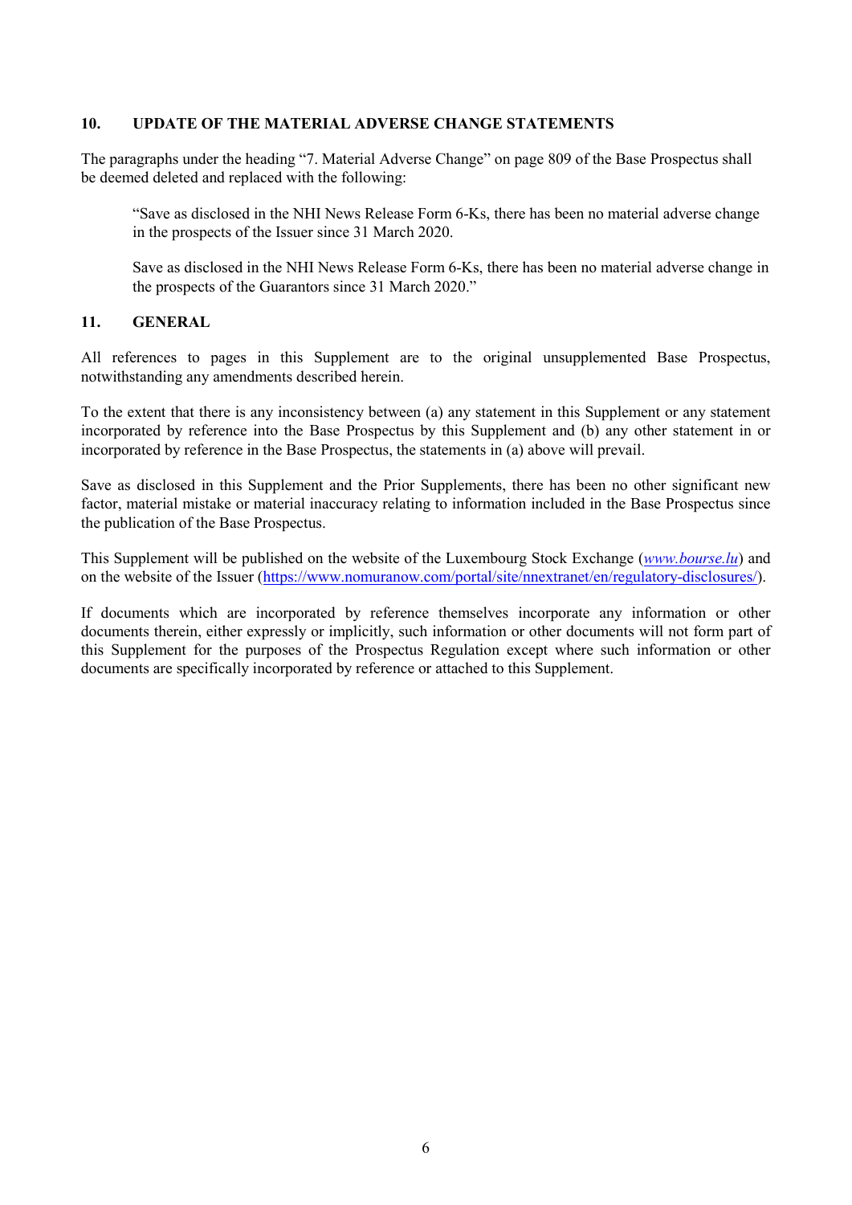## 10. UPDATE OF THE MATERIAL ADVERSE CHANGE STATEMENTS

The paragraphs under the heading "7. Material Adverse Change" on page 809 of the Base Prospectus shall be deemed deleted and replaced with the following:

> "Save as disclosed in the NHI News Release Form 6-Ks, there has been no material adverse change in the prospects of the Issuer since 31 March 2020.
>
> Save as disclosed in the NHI News Release Form 6-Ks, there has been no material adverse change in the prospects of the Guarantors since 31 March 2020."

## 11. GENERAL

All references to pages in this Supplement are to the original unsupplemented Base Prospectus, notwithstanding any amendments described herein.

To the extent that there is any inconsistency between (a) any statement in this Supplement or any statement incorporated by reference into the Base Prospectus by this Supplement and (b) any other statement in or incorporated by reference in the Base Prospectus, the statements in (a) above will prevail.

Save as disclosed in this Supplement and the Prior Supplements, there has been no other significant new factor, material mistake or material inaccuracy relating to information included in the Base Prospectus since the publication of the Base Prospectus.

This Supplement will be published on the website of the Luxembourg Stock Exchange (*www.bourse.lu*) and on the website of the Issuer (https://www.nomuranow.com/portal/site/nnextranet/en/regulatory-disclosures/).

If documents which are incorporated by reference themselves incorporate any information or other documents therein, either expressly or implicitly, such information or other documents will not form part of this Supplement for the purposes of the Prospectus Regulation except where such information or other documents are specifically incorporated by reference or attached to this Supplement.